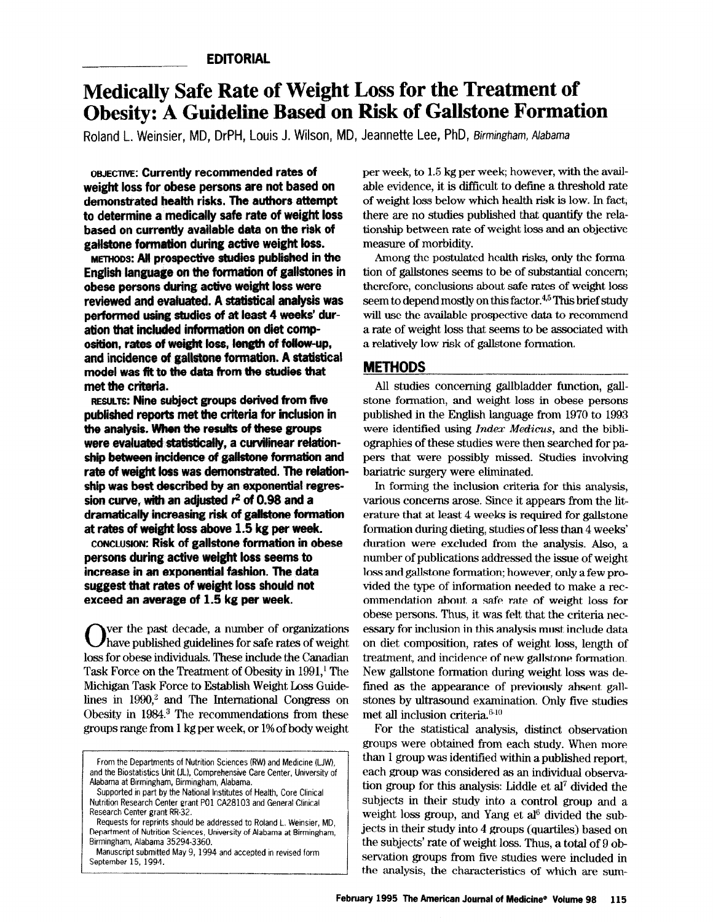EDITORIAL

# Medically Safe Rate of Weight Loss for the Treatment of Obesity: A Guideline Based on Risk of Gallstone Formation

Roland L. Weinsier, MD, DrPH, Louis J. Wilson, MD, Jeannette Lee, PhD, *Birmingham, Alabama*

**OBJECTIVE: Currently recommended rates of weight loss for obese persons are not based on demonstrated health risks. The authors attempt to determine a medically safe rate of weight loss based on currently available data on the risk of gallstone formation during active weight loss.**

**METHODS: All prospective studies published in the English language on the formation of gallstones in obese persons during active weight loss were reviewed and evaluated. A statistical analysis was performed using studies of at least 4 weeks' duration that included information on diet composition, rates of weight loss, length of follow-up, and incidence of gallstone formation. A statistical model was fit to the data from the studies that met the criteria.**

**RESULTS: Nine subject groups derived from five published reports met the criteria for inclusion in the analysis. When the results of these groups were evaluated statistically, a curvilinear relationship between incidence of gallstone formation and rate of weight loss was demonstrated. The relationship was best described by an exponential regression curve, with an adjusted $r^2$ of 0.98 and a dramatically increasing risk of gallstone formation at rates of weight loss above 1.5 kg per week.**

**CONCLUSION: Risk of gallstone formation in obese persons during active weight loss seems to increase in an exponential fashion. The data suggest that rates of weight loss should not exceed an average of 1.5 kg per week.**

Over the past decade, a number of organizations have published guidelines for safe rates of weight loss for obese individuals. These include the Canadian Task Force on the Treatment of Obesity in 1991,[1] The Michigan Task Force to Establish Weight Loss Guidelines in 1990,[2] and The International Congress on Obesity in 1984.[3] The recommendations from these groups range from 1 kg per week, or 1% of body weight per week, to 1.5 kg per week; however, with the available evidence, it is difficult to define a threshold rate of weight loss below which health risk is low. In fact, there are no studies published that quantify the relationship between rate of weight loss and an objective measure of morbidity.

Among the postulated health risks, only the formation of gallstones seems to be of substantial concern; therefore, conclusions about safe rates of weight loss seem to depend mostly on this factor.[4,5] This brief study will use the available prospective data to recommend a rate of weight loss that seems to be associated with a relatively low risk of gallstone formation.

## METHODS

All studies concerning gallbladder function, gallstone formation, and weight loss in obese persons published in the English language from 1970 to 1993 were identified using *Index Medicus*, and the bibliographies of these studies were then searched for papers that were possibly missed. Studies involving bariatric surgery were eliminated.

In forming the inclusion criteria for this analysis, various concerns arose. Since it appears from the literature that at least 4 weeks is required for gallstone formation during dieting, studies of less than 4 weeks' duration were excluded from the analysis. Also, a number of publications addressed the issue of weight loss and gallstone formation; however, only a few provided the type of information needed to make a recommendation about a safe rate of weight loss for obese persons. Thus, it was felt that the criteria necessary for inclusion in this analysis must include data on diet composition, rates of weight loss, length of treatment, and incidence of new gallstone formation. New gallstone formation during weight loss was defined as the appearance of previously absent gallstones by ultrasound examination. Only five studies met all inclusion criteria.[6-10]

For the statistical analysis, distinct observation groups were obtained from each study. When more than 1 group was identified within a published report, each group was considered as an individual observation group for this analysis: Liddle et al[7] divided the subjects in their study into a control group and a weight loss group, and Yang et al[6] divided the subjects in their study into 4 groups (quartiles) based on the subjects' rate of weight loss. Thus, a total of 9 observation groups from five studies were included in the analysis, the characteristics of which are sum-

From the Departments of Nutrition Sciences (RW) and Medicine (LJW), and the Biostatistics Unit (JL), Comprehensive Care Center, University of Alabama at Birmingham, Birmingham, Alabama.

Supported in part by the National Institutes of Health, Core Clinical Nutrition Research Center grant P01 CA28103 and General Clinical Research Center grant RR-32.

Requests for reprints should be addressed to Roland L. Weinsier, MD, Department of Nutrition Sciences, University of Alabama at Birmingham, Birmingham, Alabama 35294-3360.

Manuscript submitted May 9, 1994 and accepted in revised form September 15, 1994.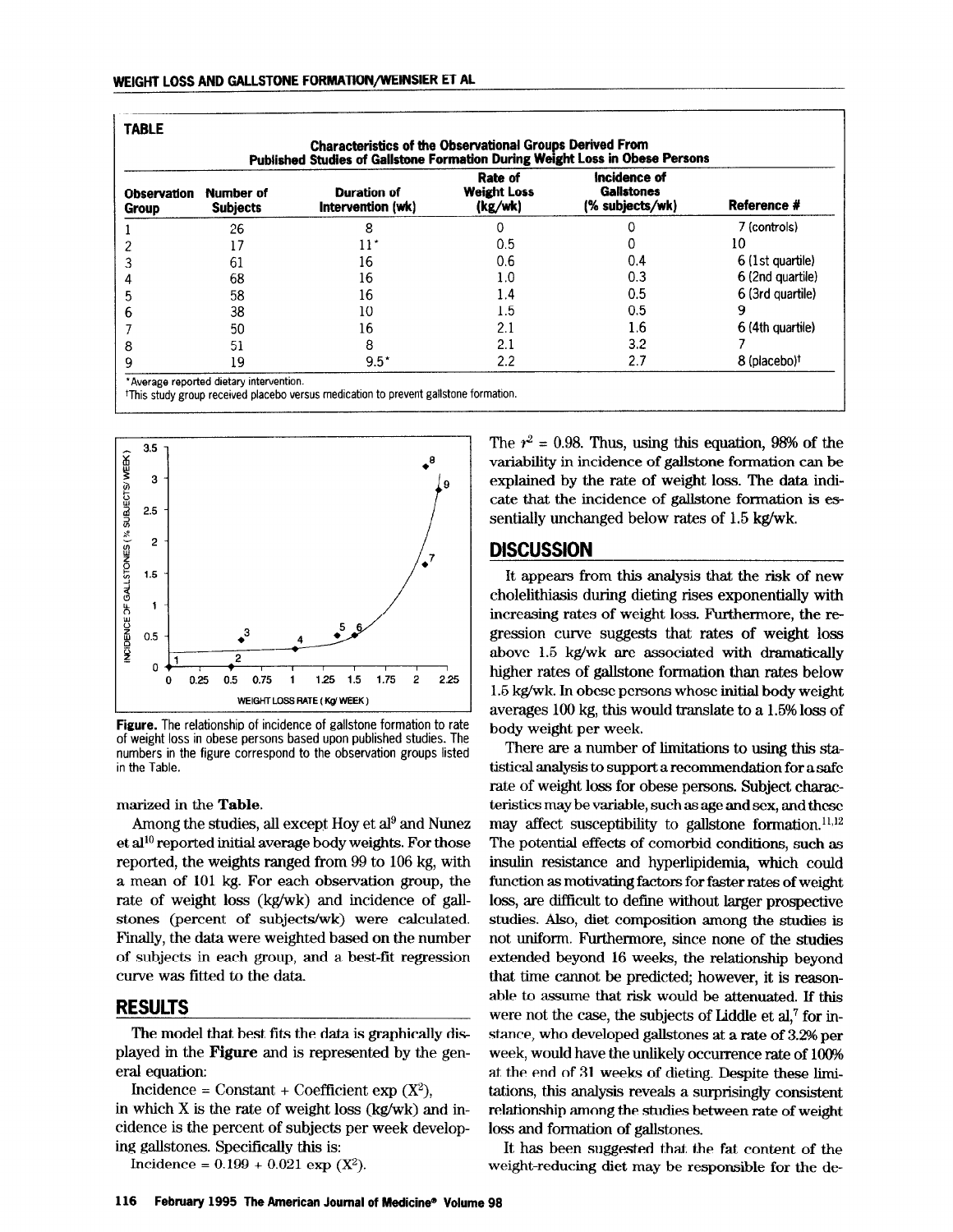**TABLE**

**Characteristics of the Observational Groups Derived From Published Studies of Gallstone Formation During Weight Loss in Obese Persons**

| Observation Group | Number of Subjects | Duration of Intervention (wk) | Rate of Weight Loss (kg/wk) | Incidence of Gallstones (% subjects/wk) | Reference # |
|---|---|---|---|---|---|
| 1 | 26 | 8 | 0 | 0 | 7 (controls) |
| 2 | 17 | 11* | 0.5 | 0 | 10 |
| 3 | 61 | 16 | 0.6 | 0.4 | 6 (1st quartile) |
| 4 | 68 | 16 | 1.0 | 0.3 | 6 (2nd quartile) |
| 5 | 58 | 16 | 1.4 | 0.5 | 6 (3rd quartile) |
| 6 | 38 | 10 | 1.5 | 0.5 | 9 |
| 7 | 50 | 16 | 2.1 | 1.6 | 6 (4th quartile) |
| 8 | 51 | 8 | 2.1 | 3.2 | 7 |
| 9 | 19 | 9.5* | 2.2 | 2.7 | 8 (placebo)† |

*Average reported dietary intervention.
†This study group received placebo versus medication to prevent gallstone formation.

**Figure.** The relationship of incidence of gallstone formation to rate of weight loss in obese persons based upon published studies. The numbers in the figure correspond to the observation groups listed in the Table.

marized in the **Table**.

Among the studies, all except Hoy et al[9] and Nunez et al[10] reported initial average body weights. For those reported, the weights ranged from 99 to 106 kg, with a mean of 101 kg. For each observation group, the rate of weight loss (kg/wk) and incidence of gallstones (percent of subjects/wk) were calculated. Finally, the data were weighted based on the number of subjects in each group, and a best-fit regression curve was fitted to the data.

## RESULTS

The model that best fits the data is graphically displayed in the **Figure** and is represented by the general equation:

Incidence = Constant + Coefficient exp ($X^2$),

in which X is the rate of weight loss (kg/wk) and incidence is the percent of subjects per week developing gallstones. Specifically this is:

Incidence = 0.199 + 0.021 exp ($X^2$).

The $r^2$ = 0.98. Thus, using this equation, 98% of the variability in incidence of gallstone formation can be explained by the rate of weight loss. The data indicate that the incidence of gallstone formation is essentially unchanged below rates of 1.5 kg/wk.

## DISCUSSION

It appears from this analysis that the risk of new cholelithiasis during dieting rises exponentially with increasing rates of weight loss. Furthermore, the regression curve suggests that rates of weight loss above 1.5 kg/wk are associated with dramatically higher rates of gallstone formation than rates below 1.5 kg/wk. In obese persons whose initial body weight averages 100 kg, this would translate to a 1.5% loss of body weight per week.

There are a number of limitations to using this statistical analysis to support a recommendation for a safe rate of weight loss for obese persons. Subject characteristics may be variable, such as age and sex, and these may affect susceptibility to gallstone formation.[11,12] The potential effects of comorbid conditions, such as insulin resistance and hyperlipidemia, which could function as motivating factors for faster rates of weight loss, are difficult to define without larger prospective studies. Also, diet composition among the studies is not uniform. Furthermore, since none of the studies extended beyond 16 weeks, the relationship beyond that time cannot be predicted; however, it is reasonable to assume that risk would be attenuated. If this were not the case, the subjects of Liddle et al,[7] for instance, who developed gallstones at a rate of 3.2% per week, would have the unlikely occurrence rate of 100% at the end of 31 weeks of dieting. Despite these limitations, this analysis reveals a surprisingly consistent relationship among the studies between rate of weight loss and formation of gallstones.

It has been suggested that the fat content of the weight-reducing diet may be responsible for the de-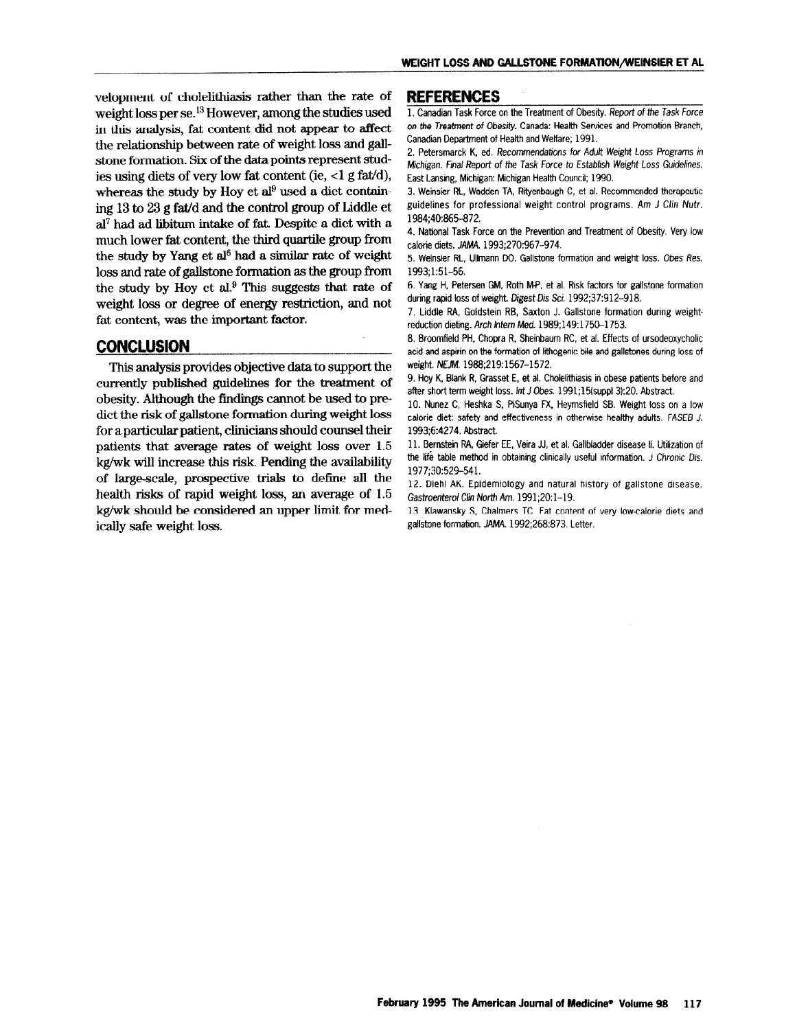velopment of cholelithiasis rather than the rate of weight loss per se.[13] However, among the studies used in this analysis, fat content did not appear to affect the relationship between rate of weight loss and gallstone formation. Six of the data points represent studies using diets of very low fat content (ie, <1 g fat/d), whereas the study by Hoy et al[9] used a diet containing 13 to 23 g fat/d and the control group of Liddle et al[7] had ad libitum intake of fat. Despite a diet with a much lower fat content, the third quartile group from the study by Yang et al[6] had a similar rate of weight loss and rate of gallstone formation as the group from the study by Hoy et al.[9] This suggests that rate of weight loss or degree of energy restriction, and not fat content, was the important factor.

## CONCLUSION

This analysis provides objective data to support the currently published guidelines for the treatment of obesity. Although the findings cannot be used to predict the risk of gallstone formation during weight loss for a particular patient, clinicians should counsel their patients that average rates of weight loss over 1.5 kg/wk will increase this risk. Pending the availability of large-scale, prospective trials to define all the health risks of rapid weight loss, an average of 1.5 kg/wk should be considered an upper limit for medically safe weight loss.

## REFERENCES

1. Canadian Task Force on the Treatment of Obesity. *Report of the Task Force on the Treatment of Obesity.* Canada: Health Services and Promotion Branch, Canadian Department of Health and Welfare; 1991.
2. Petersmarck K, ed. *Recommendations for Adult Weight Loss Programs in Michigan. Final Report of the Task Force to Establish Weight Loss Guidelines.* East Lansing, Michigan: Michigan Health Council; 1990.
3. Weinsier RL, Wadden TA, Ritenbaugh C, et al. Recommended therapeutic guidelines for professional weight control programs. *Am J Clin Nutr.* 1984;40:865–872.
4. National Task Force on the Prevention and Treatment of Obesity. Very low calorie diets. *JAMA.* 1993;270:967–974.
5. Weinsier RL, Ullmann DO. Gallstone formation and weight loss. *Obes Res.* 1993;1:51–56.
6. Yang H, Petersen GM, Roth M-P, et al. Risk factors for gallstone formation during rapid loss of weight. *Digest Dis Sci.* 1992;37:912–918.
7. Liddle RA, Goldstein RB, Saxton J. Gallstone formation during weight-reduction dieting. *Arch Intern Med.* 1989;149:1750–1753.
8. Broomfield PH, Chopra R, Sheinbaum RC, et al. Effects of ursodeoxycholic acid and aspirin on the formation of lithogenic bile and gallstones during loss of weight. *NEJM.* 1988;219:1567–1572.
9. Hoy K, Blank R, Grasset E, et al. Cholelithiasis in obese patients before and after short term weight loss. *Int J Obes.* 1991;15(suppl 3):20. Abstract.
10. Nunez C, Heshka S, PiSunya FX, Heymsfield SB. Weight loss on a low calorie diet: safety and effectiveness in otherwise healthy adults. *FASEB J.* 1993;6:4274. Abstract.
11. Bernstein RA, Giefer EE, Veira JJ, et al. Gallbladder disease II. Utilization of the life table method in obtaining clinically useful information. *J Chronic Dis.* 1977;30:529–541.
12. Diehl AK. Epidemiology and natural history of gallstone disease. *Gastroenterol Clin North Am.* 1991;20:1–19.
13. Klawansky S, Chalmers TC. Fat content of very low-calorie diets and gallstone formation. *JAMA.* 1992;268:873. Letter.